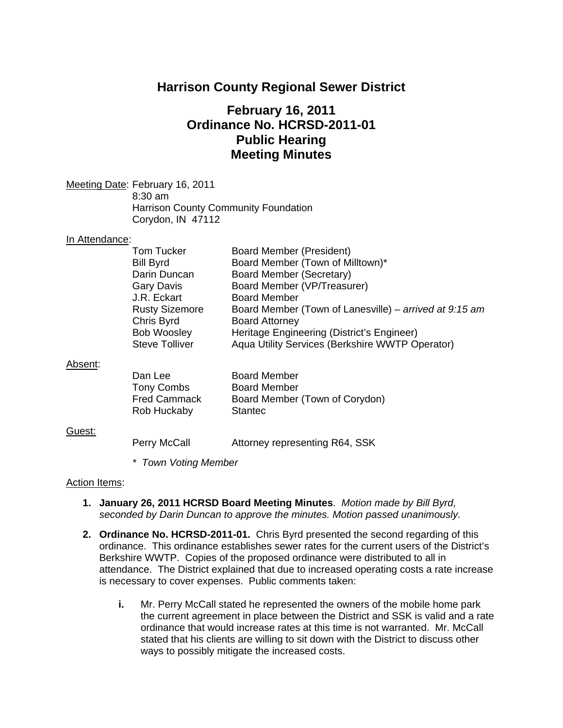# Harrison County Regional Sewer District

## February 16, 2011
## Ordinance No. HCRSD-2011-01
## Public Hearing
## Meeting Minutes

Meeting Date: February 16, 2011
8:30 am
Harrison County Community Foundation
Corydon, IN 47112

In Attendance:

| | |
|---|---|
| Tom Tucker | Board Member (President) |
| Bill Byrd | Board Member (Town of Milltown)* |
| Darin Duncan | Board Member (Secretary) |
| Gary Davis | Board Member (VP/Treasurer) |
| J.R. Eckart | Board Member |
| Rusty Sizemore | Board Member (Town of Lanesville) – *arrived at 9:15 am* |
| Chris Byrd | Board Attorney |
| Bob Woosley | Heritage Engineering (District's Engineer) |
| Steve Tolliver | Aqua Utility Services (Berkshire WWTP Operator) |

Absent:

| | |
|---|---|
| Dan Lee | Board Member |
| Tony Combs | Board Member |
| Fred Cammack | Board Member (Town of Corydon) |
| Rob Huckaby | Stantec |

Guest:

| | |
|---|---|
| Perry McCall | Attorney representing R64, SSK |

\* *Town Voting Member*

Action Items:

1. **January 26, 2011 HCRSD Board Meeting Minutes**. *Motion made by Bill Byrd, seconded by Darin Duncan to approve the minutes. Motion passed unanimously.*

2. **Ordinance No. HCRSD-2011-01.** Chris Byrd presented the second regarding of this ordinance. This ordinance establishes sewer rates for the current users of the District's Berkshire WWTP. Copies of the proposed ordinance were distributed to all in attendance. The District explained that due to increased operating costs a rate increase is necessary to cover expenses. Public comments taken:

   **i.** Mr. Perry McCall stated he represented the owners of the mobile home park the current agreement in place between the District and SSK is valid and a rate ordinance that would increase rates at this time is not warranted. Mr. McCall stated that his clients are willing to sit down with the District to discuss other ways to possibly mitigate the increased costs.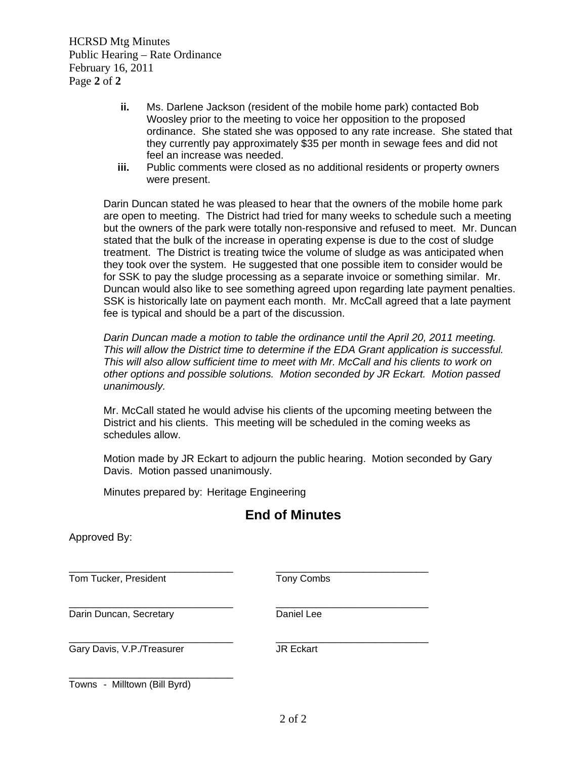ii. Ms. Darlene Jackson (resident of the mobile home park) contacted Bob Woosley prior to the meeting to voice her opposition to the proposed ordinance. She stated she was opposed to any rate increase. She stated that they currently pay approximately $35 per month in sewage fees and did not feel an increase was needed.

iii. Public comments were closed as no additional residents or property owners were present.

Darin Duncan stated he was pleased to hear that the owners of the mobile home park are open to meeting. The District had tried for many weeks to schedule such a meeting but the owners of the park were totally non-responsive and refused to meet. Mr. Duncan stated that the bulk of the increase in operating expense is due to the cost of sludge treatment. The District is treating twice the volume of sludge as was anticipated when they took over the system. He suggested that one possible item to consider would be for SSK to pay the sludge processing as a separate invoice or something similar. Mr. Duncan would also like to see something agreed upon regarding late payment penalties. SSK is historically late on payment each month. Mr. McCall agreed that a late payment fee is typical and should be a part of the discussion.

*Darin Duncan made a motion to table the ordinance until the April 20, 2011 meeting. This will allow the District time to determine if the EDA Grant application is successful. This will also allow sufficient time to meet with Mr. McCall and his clients to work on other options and possible solutions. Motion seconded by JR Eckart. Motion passed unanimously.*

Mr. McCall stated he would advise his clients of the upcoming meeting between the District and his clients. This meeting will be scheduled in the coming weeks as schedules allow.

Motion made by JR Eckart to adjourn the public hearing. Motion seconded by Gary Davis. Motion passed unanimously.

Minutes prepared by: Heritage Engineering

## End of Minutes

Approved By:

| | |
|---|---|
| ____________________________ | ____________________________ |
| Tom Tucker, President | Tony Combs |
| ____________________________ | ____________________________ |
| Darin Duncan, Secretary | Daniel Lee |
| ____________________________ | ____________________________ |
| Gary Davis, V.P./Treasurer | JR Eckart |
| ____________________________ | |
| Towns - Milltown (Bill Byrd) | |